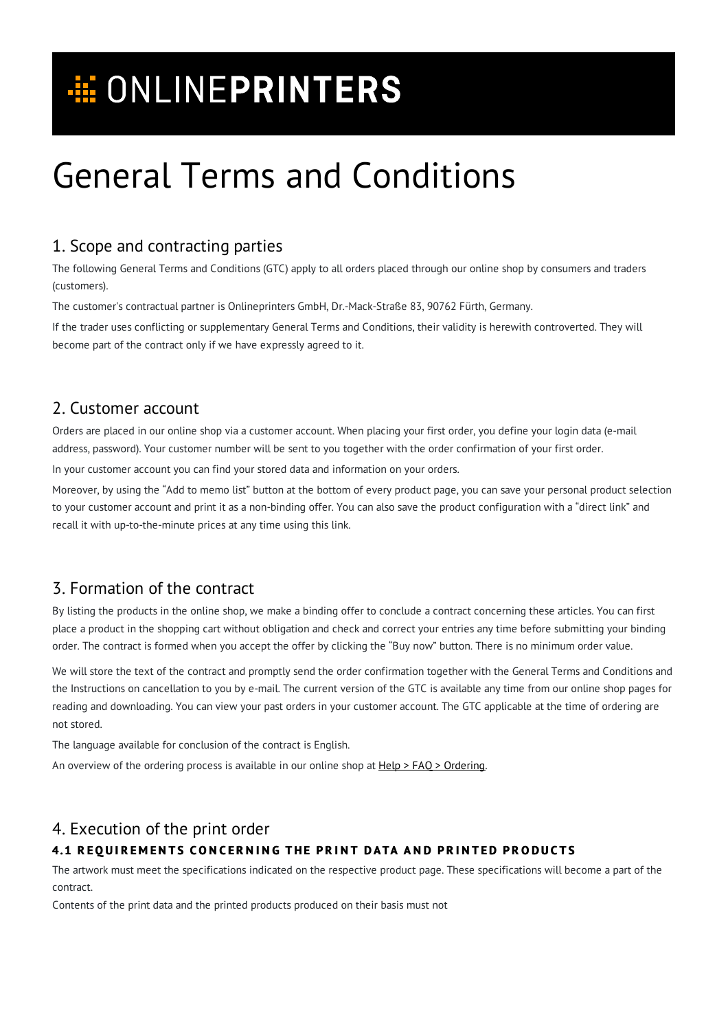# ONLINEPRINTERS

# General Terms and Conditions

## 1. Scope and contracting parties

The following General Terms and Conditions (GTC) apply to all orders placed through our online shop by consumers and traders (customers).

The customer's contractual partner is Onlineprinters GmbH, Dr.-Mack-Straße 83, 90762 Fürth, Germany.

If the trader uses conflicting or supplementary General Terms and Conditions, their validity is herewith controverted. They will become part of the contract only if we have expressly agreed to it.

## 2. Customer account

Orders are placed in our online shop via a customer account. When placing your first order, you define your login data (e-mail address, password). Your customer number will be sent to you together with the order confirmation of your first order.

In your customer account you can find your stored data and information on your orders.

Moreover, by using the "Add to memo list" button at the bottom of every product page, you can save your personal product selection to your customer account and print it as a non-binding offer. You can also save the product configuration with a "direct link" and recall it with up-to-the-minute prices at any time using this link.

## 3. Formation of the contract

By listing the products in the online shop, we make a binding offer to conclude a contract concerning these articles. You can first place a product in the shopping cart without obligation and check and correct your entries any time before submitting your binding order. The contract is formed when you accept the offer by clicking the "Buy now" button. There is no minimum order value.

We will store the text of the contract and promptly send the order confirmation together with the General Terms and Conditions and the Instructions on cancellation to you by e-mail. The current version of the GTC is available any time from our online shop pages for reading and downloading. You can view your past orders in your customer account. The GTC applicable at the time of ordering are not stored.

The language available for conclusion of the contract is English.

An overview of the ordering process is available in our online shop at Help > FAQ > Ordering.

## 4. Execution of the print order

### 4.1 REQUIREMENTS CONCERNING THE PRINT DATA AND PRINTED PRODUCTS

The artwork must meet the specifications indicated on the respective product page. These specifications will become a part of the contract.

Contents of the print data and the printed products produced on their basis must not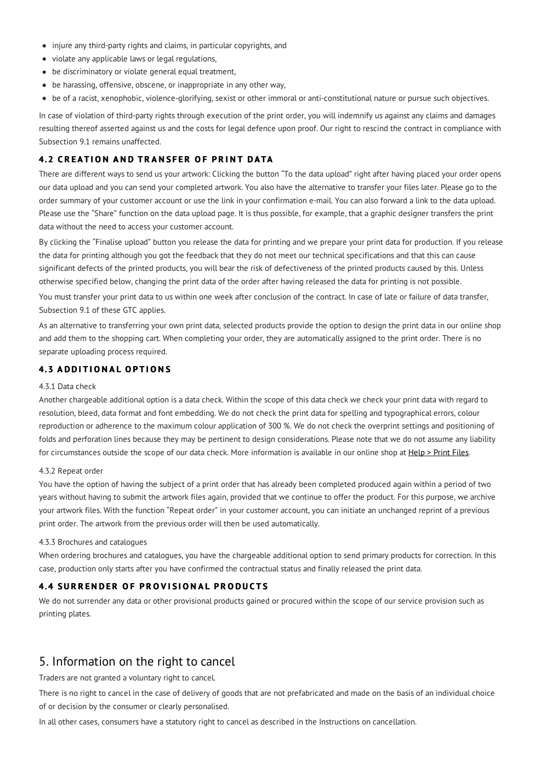- injure any third-party rights and claims, in particular copyrights, and
- violate any applicable laws or legal regulations,
- be discriminatory or violate general equal treatment,
- be harassing, offensive, obscene, or inappropriate in any other way,
- be of a racist, xenophobic, violence-glorifying, sexist or other immoral or anti-constitutional nature or pursue such objectives.

In case of violation of third-party rights through execution of the print order, you will indemnify us against any claims and damages resulting thereof asserted against us and the costs for legal defence upon proof. Our right to rescind the contract in compliance with Subsection 9.1 remains unaffected.

### 4.2 CREATION AND TRANSFER OF PRINT DATA

There are different ways to send us your artwork: Clicking the button "To the data upload" right after having placed your order opens our data upload and you can send your completed artwork. You also have the alternative to transfer your files later. Please go to the order summary of your customer account or use the link in your confirmation e-mail. You can also forward a link to the data upload. Please use the "Share" function on the data upload page. It is thus possible, for example, that a graphic designer transfers the print data without the need to access your customer account.

By clicking the "Finalise upload" button you release the data for printing and we prepare your print data for production. If you release the data for printing although you got the feedback that they do not meet our technical specifications and that this can cause significant defects of the printed products, you will bear the risk of defectiveness of the printed products caused by this. Unless otherwise specified below, changing the print data of the order after having released the data for printing is not possible.

You must transfer your print data to us within one week after conclusion of the contract. In case of late or failure of data transfer, Subsection 9.1 of these GTC applies.

As an alternative to transferring your own print data, selected products provide the option to design the print data in our online shop and add them to the shopping cart. When completing your order, they are automatically assigned to the print order. There is no separate uploading process required.

### 4.3 ADDITIONAL OPTIONS

4.3.1 Data check

Another chargeable additional option is a data check. Within the scope of this data check we check your print data with regard to resolution, bleed, data format and font embedding. We do not check the print data for spelling and typographical errors, colour reproduction or adherence to the maximum colour application of 300 %. We do not check the overprint settings and positioning of folds and perforation lines because they may be pertinent to design considerations. Please note that we do not assume any liability for circumstances outside the scope of our data check. More information is available in our online shop at Help > Print Files.

4.3.2 Repeat order

You have the option of having the subject of a print order that has already been completed produced again within a period of two years without having to submit the artwork files again, provided that we continue to offer the product. For this purpose, we archive your artwork files. With the function "Repeat order" in your customer account, you can initiate an unchanged reprint of a previous print order. The artwork from the previous order will then be used automatically.

4.3.3 Brochures and catalogues

When ordering brochures and catalogues, you have the chargeable additional option to send primary products for correction. In this case, production only starts after you have confirmed the contractual status and finally released the print data.

### 4.4 SURRENDER OF PROVISIONAL PRODUCTS

We do not surrender any data or other provisional products gained or procured within the scope of our service provision such as printing plates.

## 5. Information on the right to cancel

Traders are not granted a voluntary right to cancel.

There is no right to cancel in the case of delivery of goods that are not prefabricated and made on the basis of an individual choice of or decision by the consumer or clearly personalised.

In all other cases, consumers have a statutory right to cancel as described in the Instructions on cancellation.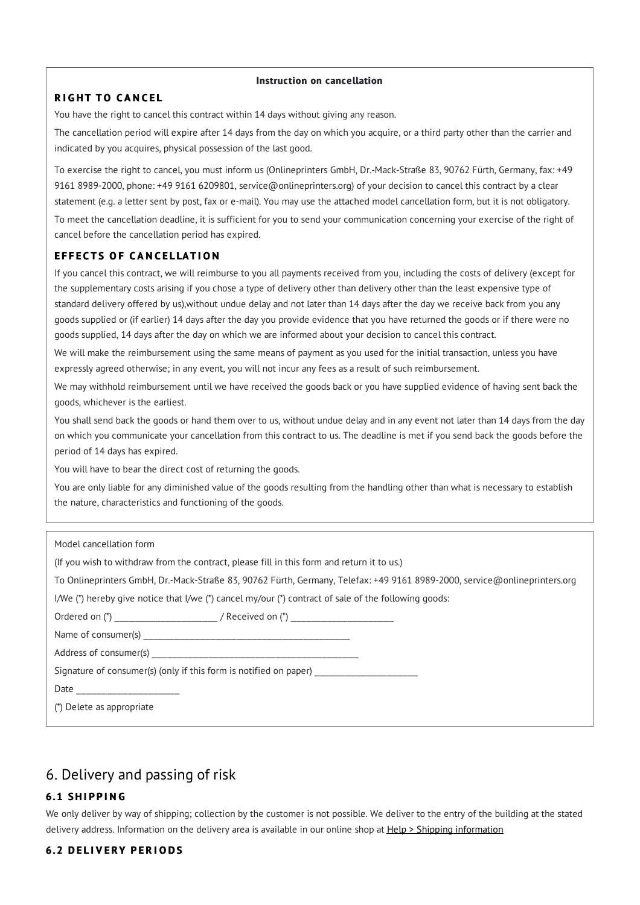**Instruction on cancellation**

### RIGHT TO CANCEL

You have the right to cancel this contract within 14 days without giving any reason.

The cancellation period will expire after 14 days from the day on which you acquire, or a third party other than the carrier and indicated by you acquires, physical possession of the last good.

To exercise the right to cancel, you must inform us (Onlineprinters GmbH, Dr.-Mack-Straße 83, 90762 Fürth, Germany, fax: +49 9161 8989-2000, phone: +49 9161 6209801, service@onlineprinters.org) of your decision to cancel this contract by a clear statement (e.g. a letter sent by post, fax or e-mail). You may use the attached model cancellation form, but it is not obligatory.

To meet the cancellation deadline, it is sufficient for you to send your communication concerning your exercise of the right of cancel before the cancellation period has expired.

### EFFECTS OF CANCELLATION

If you cancel this contract, we will reimburse to you all payments received from you, including the costs of delivery (except for the supplementary costs arising if you chose a type of delivery other than delivery other than the least expensive type of standard delivery offered by us),without undue delay and not later than 14 days after the day we receive back from you any goods supplied or (if earlier) 14 days after the day you provide evidence that you have returned the goods or if there were no goods supplied, 14 days after the day on which we are informed about your decision to cancel this contract.

We will make the reimbursement using the same means of payment as you used for the initial transaction, unless you have expressly agreed otherwise; in any event, you will not incur any fees as a result of such reimbursement.

We may withhold reimbursement until we have received the goods back or you have supplied evidence of having sent back the goods, whichever is the earliest.

You shall send back the goods or hand them over to us, without undue delay and in any event not later than 14 days from the day on which you communicate your cancellation from this contract to us. The deadline is met if you send back the goods before the period of 14 days has expired.

You will have to bear the direct cost of returning the goods.

You are only liable for any diminished value of the goods resulting from the handling other than what is necessary to establish the nature, characteristics and functioning of the goods.

---

Model cancellation form

(If you wish to withdraw from the contract, please fill in this form and return it to us.)

To Onlineprinters GmbH, Dr.-Mack-Straße 83, 90762 Fürth, Germany, Telefax: +49 9161 8989-2000, service@onlineprinters.org

I/We (*) hereby give notice that I/we (*) cancel my/our (*) contract of sale of the following goods:

Ordered on (*) ______________________ / Received on (*) ______________________

Name of consumer(s) ____________________________________________

Address of consumer(s) ____________________________________________

Signature of consumer(s) (only if this form is notified on paper) ______________________

Date ______________________

(*) Delete as appropriate

## 6. Delivery and passing of risk

### 6.1 SHIPPING

We only deliver by way of shipping; collection by the customer is not possible. We deliver to the entry of the building at the stated delivery address. Information on the delivery area is available in our online shop at Help > Shipping information

### 6.2 DELIVERY PERIODS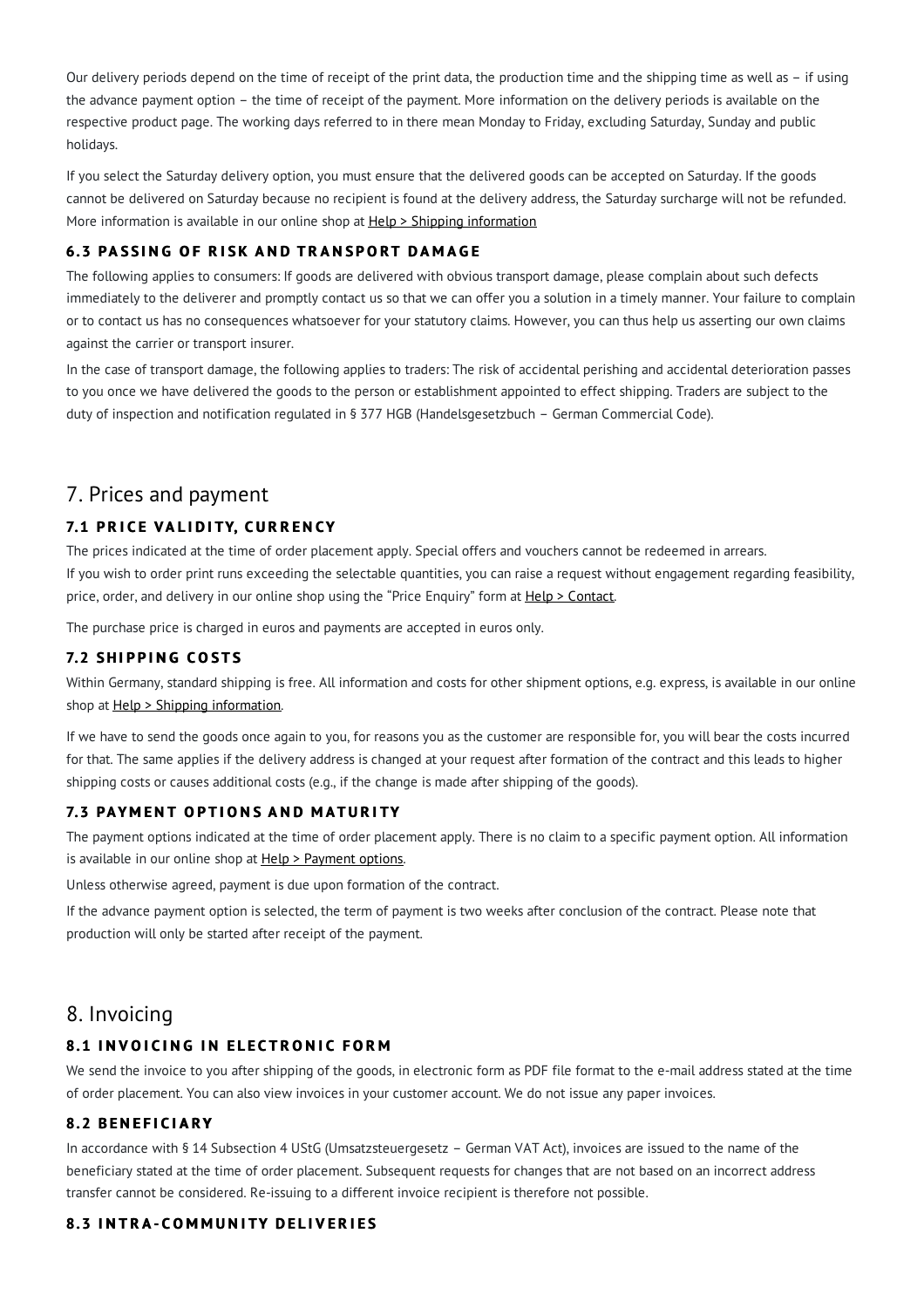Our delivery periods depend on the time of receipt of the print data, the production time and the shipping time as well as – if using the advance payment option – the time of receipt of the payment. More information on the delivery periods is available on the respective product page. The working days referred to in there mean Monday to Friday, excluding Saturday, Sunday and public holidays.

If you select the Saturday delivery option, you must ensure that the delivered goods can be accepted on Saturday. If the goods cannot be delivered on Saturday because no recipient is found at the delivery address, the Saturday surcharge will not be refunded. More information is available in our online shop at Help > Shipping information

### 6.3 PASSING OF RISK AND TRANSPORT DAMAGE

The following applies to consumers: If goods are delivered with obvious transport damage, please complain about such defects immediately to the deliverer and promptly contact us so that we can offer you a solution in a timely manner. Your failure to complain or to contact us has no consequences whatsoever for your statutory claims. However, you can thus help us asserting our own claims against the carrier or transport insurer.

In the case of transport damage, the following applies to traders: The risk of accidental perishing and accidental deterioration passes to you once we have delivered the goods to the person or establishment appointed to effect shipping. Traders are subject to the duty of inspection and notification regulated in § 377 HGB (Handelsgesetzbuch – German Commercial Code).

## 7. Prices and payment

### 7.1 PRICE VALIDITY, CURRENCY

The prices indicated at the time of order placement apply. Special offers and vouchers cannot be redeemed in arrears.
If you wish to order print runs exceeding the selectable quantities, you can raise a request without engagement regarding feasibility, price, order, and delivery in our online shop using the "Price Enquiry" form at Help > Contact.

The purchase price is charged in euros and payments are accepted in euros only.

### 7.2 SHIPPING COSTS

Within Germany, standard shipping is free. All information and costs for other shipment options, e.g. express, is available in our online shop at Help > Shipping information.

If we have to send the goods once again to you, for reasons you as the customer are responsible for, you will bear the costs incurred for that. The same applies if the delivery address is changed at your request after formation of the contract and this leads to higher shipping costs or causes additional costs (e.g., if the change is made after shipping of the goods).

### 7.3 PAYMENT OPTIONS AND MATURITY

The payment options indicated at the time of order placement apply. There is no claim to a specific payment option. All information is available in our online shop at Help > Payment options.

Unless otherwise agreed, payment is due upon formation of the contract.

If the advance payment option is selected, the term of payment is two weeks after conclusion of the contract. Please note that production will only be started after receipt of the payment.

## 8. Invoicing

### 8.1 INVOICING IN ELECTRONIC FORM

We send the invoice to you after shipping of the goods, in electronic form as PDF file format to the e-mail address stated at the time of order placement. You can also view invoices in your customer account. We do not issue any paper invoices.

### 8.2 BENEFICIARY

In accordance with § 14 Subsection 4 UStG (Umsatzsteuergesetz – German VAT Act), invoices are issued to the name of the beneficiary stated at the time of order placement. Subsequent requests for changes that are not based on an incorrect address transfer cannot be considered. Re-issuing to a different invoice recipient is therefore not possible.

### 8.3 INTRA-COMMUNITY DELIVERIES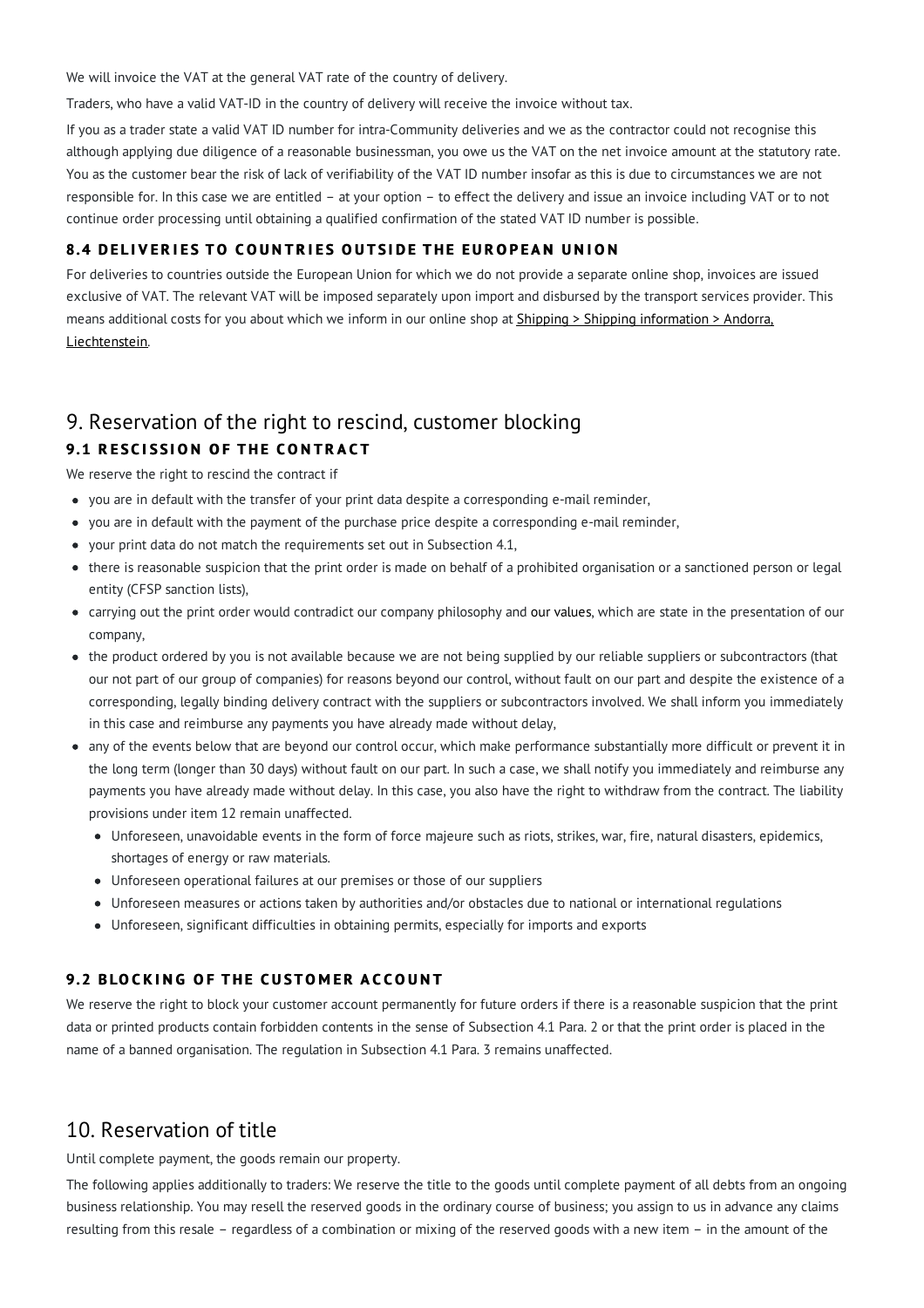We will invoice the VAT at the general VAT rate of the country of delivery.

Traders, who have a valid VAT-ID in the country of delivery will receive the invoice without tax.

If you as a trader state a valid VAT ID number for intra-Community deliveries and we as the contractor could not recognise this although applying due diligence of a reasonable businessman, you owe us the VAT on the net invoice amount at the statutory rate. You as the customer bear the risk of lack of verifiability of the VAT ID number insofar as this is due to circumstances we are not responsible for. In this case we are entitled – at your option – to effect the delivery and issue an invoice including VAT or to not continue order processing until obtaining a qualified confirmation of the stated VAT ID number is possible.

### 8.4 DELIVERIES TO COUNTRIES OUTSIDE THE EUROPEAN UNION

For deliveries to countries outside the European Union for which we do not provide a separate online shop, invoices are issued exclusive of VAT. The relevant VAT will be imposed separately upon import and disbursed by the transport services provider. This means additional costs for you about which we inform in our online shop at Shipping > Shipping information > Andorra, Liechtenstein.

## 9. Reservation of the right to rescind, customer blocking

### 9.1 RESCISSION OF THE CONTRACT

We reserve the right to rescind the contract if

- you are in default with the transfer of your print data despite a corresponding e-mail reminder,
- you are in default with the payment of the purchase price despite a corresponding e-mail reminder,
- your print data do not match the requirements set out in Subsection 4.1,
- there is reasonable suspicion that the print order is made on behalf of a prohibited organisation or a sanctioned person or legal entity (CFSP sanction lists),
- carrying out the print order would contradict our company philosophy and our values, which are state in the presentation of our company,
- the product ordered by you is not available because we are not being supplied by our reliable suppliers or subcontractors (that our not part of our group of companies) for reasons beyond our control, without fault on our part and despite the existence of a corresponding, legally binding delivery contract with the suppliers or subcontractors involved. We shall inform you immediately in this case and reimburse any payments you have already made without delay,
- any of the events below that are beyond our control occur, which make performance substantially more difficult or prevent it in the long term (longer than 30 days) without fault on our part. In such a case, we shall notify you immediately and reimburse any payments you have already made without delay. In this case, you also have the right to withdraw from the contract. The liability provisions under item 12 remain unaffected.
  - Unforeseen, unavoidable events in the form of force majeure such as riots, strikes, war, fire, natural disasters, epidemics, shortages of energy or raw materials.
  - Unforeseen operational failures at our premises or those of our suppliers
  - Unforeseen measures or actions taken by authorities and/or obstacles due to national or international regulations
  - Unforeseen, significant difficulties in obtaining permits, especially for imports and exports

### 9.2 BLOCKING OF THE CUSTOMER ACCOUNT

We reserve the right to block your customer account permanently for future orders if there is a reasonable suspicion that the print data or printed products contain forbidden contents in the sense of Subsection 4.1 Para. 2 or that the print order is placed in the name of a banned organisation. The regulation in Subsection 4.1 Para. 3 remains unaffected.

## 10. Reservation of title

Until complete payment, the goods remain our property.

The following applies additionally to traders: We reserve the title to the goods until complete payment of all debts from an ongoing business relationship. You may resell the reserved goods in the ordinary course of business; you assign to us in advance any claims resulting from this resale – regardless of a combination or mixing of the reserved goods with a new item – in the amount of the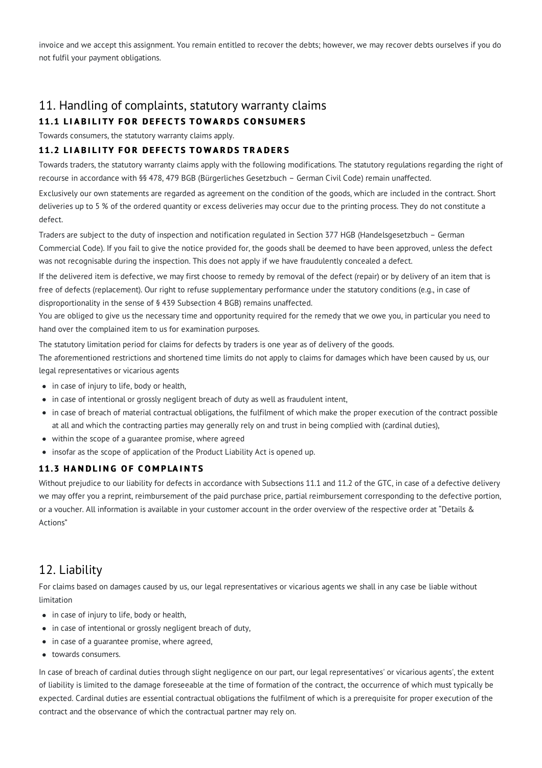invoice and we accept this assignment. You remain entitled to recover the debts; however, we may recover debts ourselves if you do not fulfil your payment obligations.

## 11. Handling of complaints, statutory warranty claims

### 11.1 LIABILITY FOR DEFECTS TOWARDS CONSUMERS

Towards consumers, the statutory warranty claims apply.

### 11.2 LIABILITY FOR DEFECTS TOWARDS TRADERS

Towards traders, the statutory warranty claims apply with the following modifications. The statutory regulations regarding the right of recourse in accordance with §§ 478, 479 BGB (Bürgerliches Gesetzbuch – German Civil Code) remain unaffected.

Exclusively our own statements are regarded as agreement on the condition of the goods, which are included in the contract. Short deliveries up to 5 % of the ordered quantity or excess deliveries may occur due to the printing process. They do not constitute a defect.

Traders are subject to the duty of inspection and notification regulated in Section 377 HGB (Handelsgesetzbuch – German Commercial Code). If you fail to give the notice provided for, the goods shall be deemed to have been approved, unless the defect was not recognisable during the inspection. This does not apply if we have fraudulently concealed a defect.

If the delivered item is defective, we may first choose to remedy by removal of the defect (repair) or by delivery of an item that is free of defects (replacement). Our right to refuse supplementary performance under the statutory conditions (e.g., in case of disproportionality in the sense of § 439 Subsection 4 BGB) remains unaffected.
You are obliged to give us the necessary time and opportunity required for the remedy that we owe you, in particular you need to hand over the complained item to us for examination purposes.

The statutory limitation period for claims for defects by traders is one year as of delivery of the goods.
The aforementioned restrictions and shortened time limits do not apply to claims for damages which have been caused by us, our legal representatives or vicarious agents

- in case of injury to life, body or health,
- in case of intentional or grossly negligent breach of duty as well as fraudulent intent,
- in case of breach of material contractual obligations, the fulfilment of which make the proper execution of the contract possible at all and which the contracting parties may generally rely on and trust in being complied with (cardinal duties),
- within the scope of a guarantee promise, where agreed
- insofar as the scope of application of the Product Liability Act is opened up.

### 11.3 HANDLING OF COMPLAINTS

Without prejudice to our liability for defects in accordance with Subsections 11.1 and 11.2 of the GTC, in case of a defective delivery we may offer you a reprint, reimbursement of the paid purchase price, partial reimbursement corresponding to the defective portion, or a voucher. All information is available in your customer account in the order overview of the respective order at "Details & Actions"

## 12. Liability

For claims based on damages caused by us, our legal representatives or vicarious agents we shall in any case be liable without limitation

- in case of injury to life, body or health,
- in case of intentional or grossly negligent breach of duty,
- in case of a guarantee promise, where agreed,
- towards consumers.

In case of breach of cardinal duties through slight negligence on our part, our legal representatives' or vicarious agents', the extent of liability is limited to the damage foreseeable at the time of formation of the contract, the occurrence of which must typically be expected. Cardinal duties are essential contractual obligations the fulfilment of which is a prerequisite for proper execution of the contract and the observance of which the contractual partner may rely on.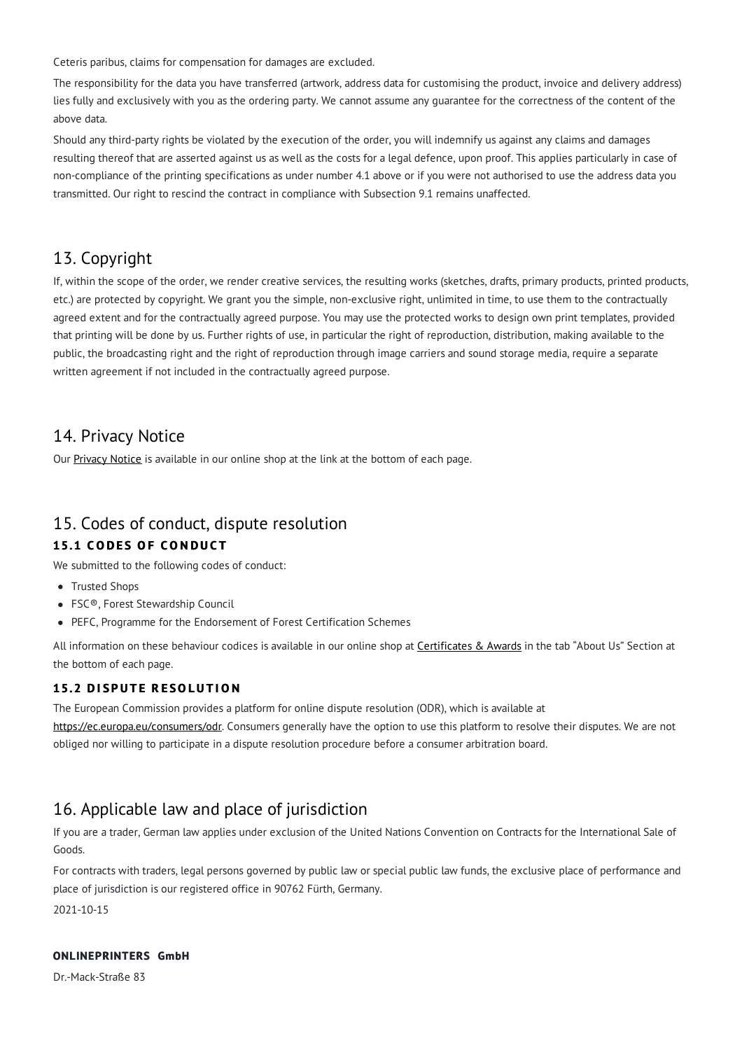Ceteris paribus, claims for compensation for damages are excluded.

The responsibility for the data you have transferred (artwork, address data for customising the product, invoice and delivery address) lies fully and exclusively with you as the ordering party. We cannot assume any guarantee for the correctness of the content of the above data.

Should any third-party rights be violated by the execution of the order, you will indemnify us against any claims and damages resulting thereof that are asserted against us as well as the costs for a legal defence, upon proof. This applies particularly in case of non-compliance of the printing specifications as under number 4.1 above or if you were not authorised to use the address data you transmitted. Our right to rescind the contract in compliance with Subsection 9.1 remains unaffected.

## 13. Copyright

If, within the scope of the order, we render creative services, the resulting works (sketches, drafts, primary products, printed products, etc.) are protected by copyright. We grant you the simple, non-exclusive right, unlimited in time, to use them to the contractually agreed extent and for the contractually agreed purpose. You may use the protected works to design own print templates, provided that printing will be done by us. Further rights of use, in particular the right of reproduction, distribution, making available to the public, the broadcasting right and the right of reproduction through image carriers and sound storage media, require a separate written agreement if not included in the contractually agreed purpose.

## 14. Privacy Notice

Our Privacy Notice is available in our online shop at the link at the bottom of each page.

## 15. Codes of conduct, dispute resolution

### 15.1 CODES OF CONDUCT

We submitted to the following codes of conduct:

- Trusted Shops
- FSC®, Forest Stewardship Council
- PEFC, Programme for the Endorsement of Forest Certification Schemes

All information on these behaviour codices is available in our online shop at Certificates & Awards in the tab “About Us” Section at the bottom of each page.

### 15.2 DISPUTE RESOLUTION

The European Commission provides a platform for online dispute resolution (ODR), which is available at https://ec.europa.eu/consumers/odr. Consumers generally have the option to use this platform to resolve their disputes. We are not obliged nor willing to participate in a dispute resolution procedure before a consumer arbitration board.

## 16. Applicable law and place of jurisdiction

If you are a trader, German law applies under exclusion of the United Nations Convention on Contracts for the International Sale of Goods.

For contracts with traders, legal persons governed by public law or special public law funds, the exclusive place of performance and place of jurisdiction is our registered office in 90762 Fürth, Germany.

2021-10-15

**ONLINEPRINTERS GmbH**

Dr.-Mack-Straße 83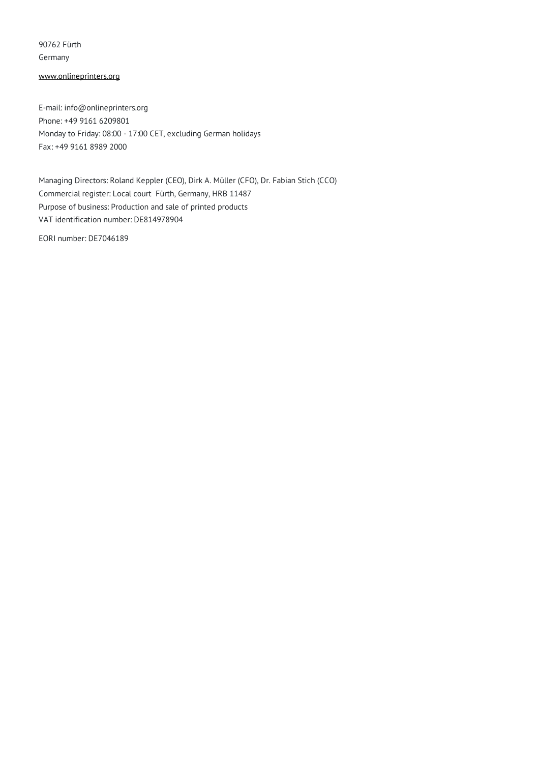90762 Fürth
Germany

www.onlineprinters.org

E-mail: info@onlineprinters.org
Phone: +49 9161 6209801
Monday to Friday: 08:00 - 17:00 CET, excluding German holidays
Fax: +49 9161 8989 2000

Managing Directors: Roland Keppler (CEO), Dirk A. Müller (CFO), Dr. Fabian Stich (CCO)
Commercial register: Local court Fürth, Germany, HRB 11487
Purpose of business: Production and sale of printed products
VAT identification number: DE814978904

EORI number: DE7046189